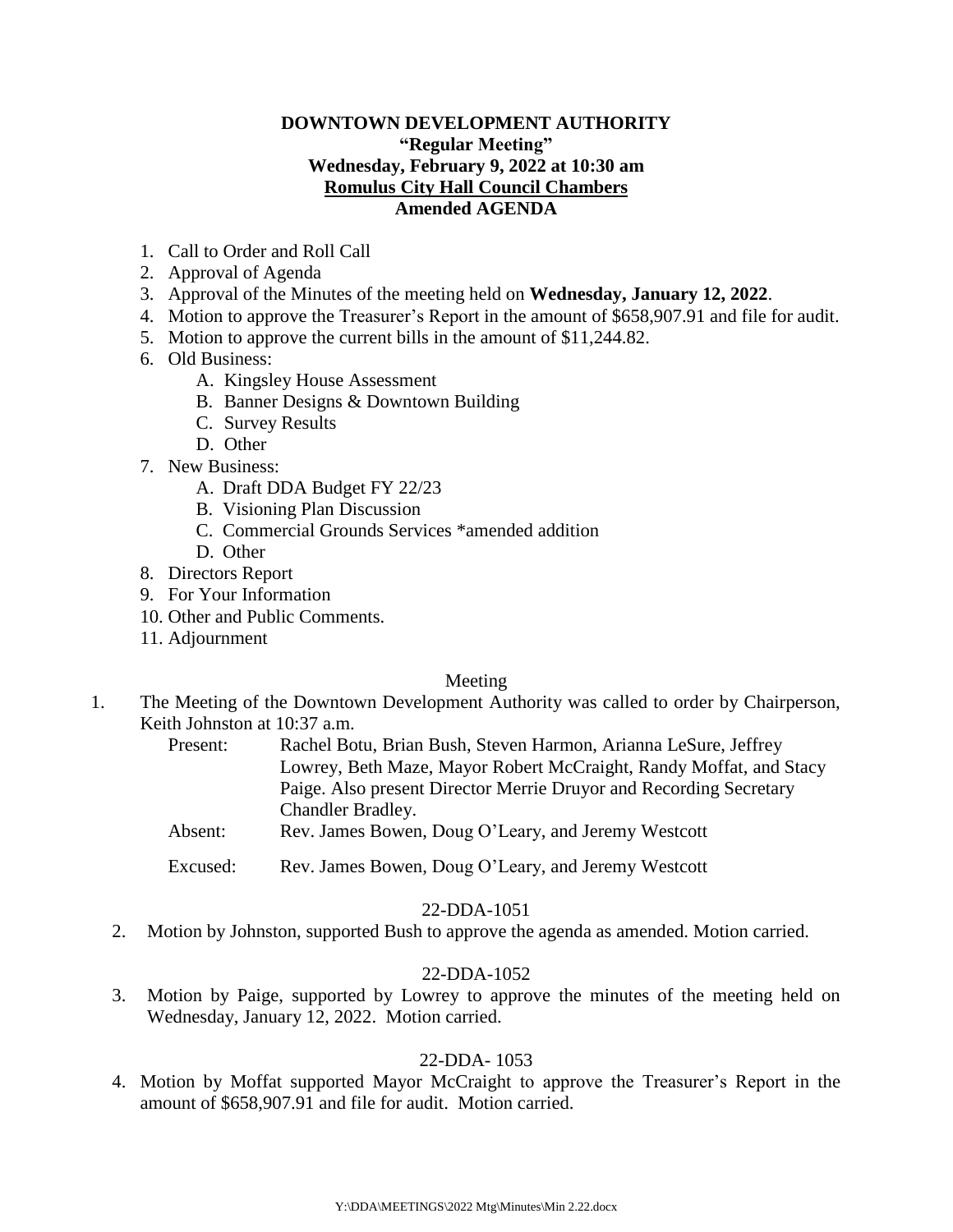**DOWNTOWN DEVELOPMENT AUTHORITY**
**"Regular Meeting"**
**Wednesday, February 9, 2022 at 10:30 am**
**Romulus City Hall Council Chambers**
**Amended AGENDA**

1. Call to Order and Roll Call
2. Approval of Agenda
3. Approval of the Minutes of the meeting held on **Wednesday, January 12, 2022**.
4. Motion to approve the Treasurer's Report in the amount of $658,907.91 and file for audit.
5. Motion to approve the current bills in the amount of $11,244.82.
6. Old Business:
   A. Kingsley House Assessment
   B. Banner Designs & Downtown Building
   C. Survey Results
   D. Other
7. New Business:
   A. Draft DDA Budget FY 22/23
   B. Visioning Plan Discussion
   C. Commercial Grounds Services *amended addition
   D. Other
8. Directors Report
9. For Your Information
10. Other and Public Comments.
11. Adjournment

Meeting

1. The Meeting of the Downtown Development Authority was called to order by Chairperson, Keith Johnston at 10:37 a.m.

   Present: Rachel Botu, Brian Bush, Steven Harmon, Arianna LeSure, Jeffrey Lowrey, Beth Maze, Mayor Robert McCraight, Randy Moffat, and Stacy Paige. Also present Director Merrie Druyor and Recording Secretary Chandler Bradley.

   Absent: Rev. James Bowen, Doug O'Leary, and Jeremy Westcott

   Excused: Rev. James Bowen, Doug O'Leary, and Jeremy Westcott

22-DDA-1051

2. Motion by Johnston, supported Bush to approve the agenda as amended. Motion carried.

22-DDA-1052

3. Motion by Paige, supported by Lowrey to approve the minutes of the meeting held on Wednesday, January 12, 2022. Motion carried.

22-DDA- 1053

4. Motion by Moffat supported Mayor McCraight to approve the Treasurer's Report in the amount of $658,907.91 and file for audit. Motion carried.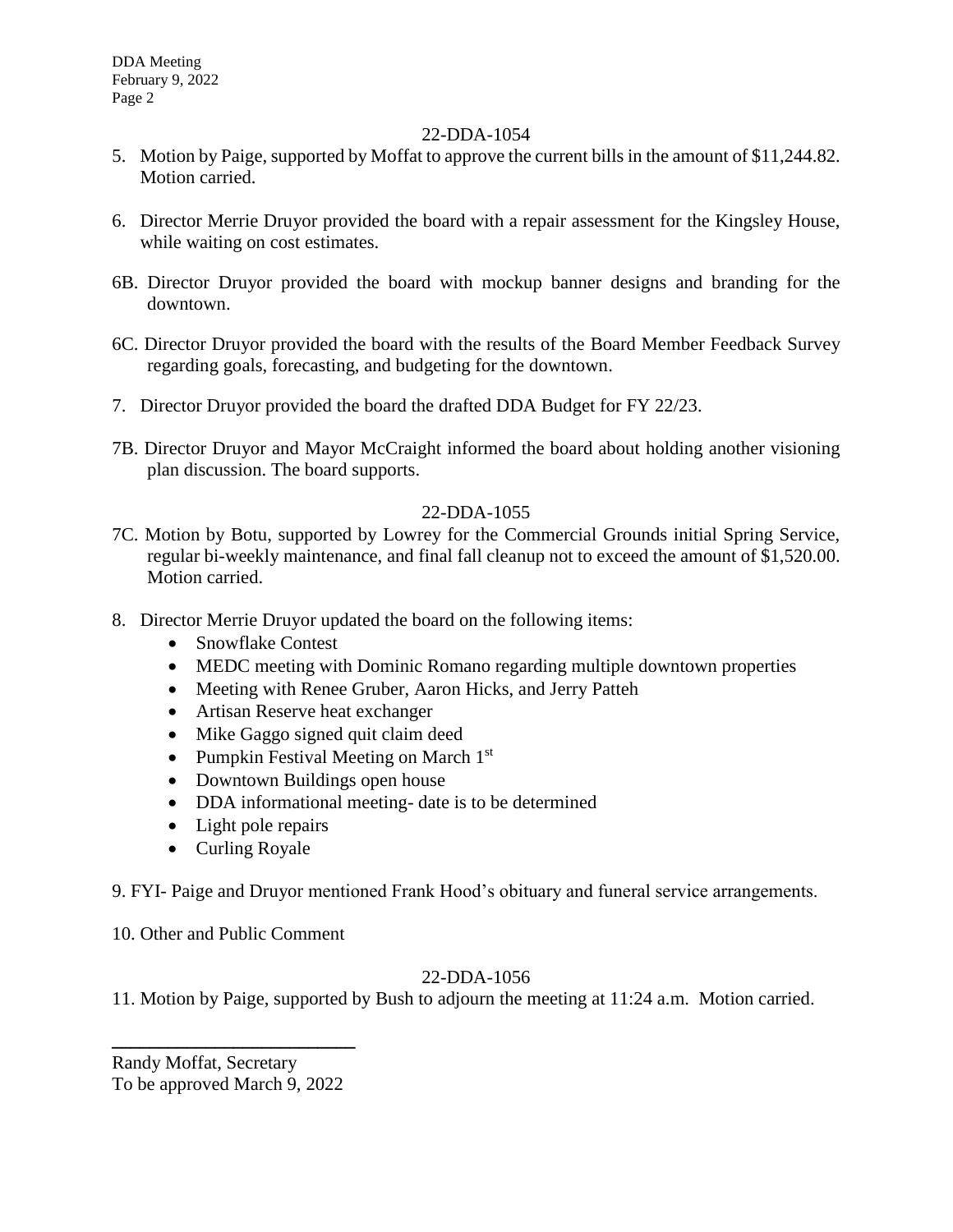22-DDA-1054

5. Motion by Paige, supported by Moffat to approve the current bills in the amount of $11,244.82. Motion carried.

6. Director Merrie Druyor provided the board with a repair assessment for the Kingsley House, while waiting on cost estimates.

6B. Director Druyor provided the board with mockup banner designs and branding for the downtown.

6C. Director Druyor provided the board with the results of the Board Member Feedback Survey regarding goals, forecasting, and budgeting for the downtown.

7. Director Druyor provided the board the drafted DDA Budget for FY 22/23.

7B. Director Druyor and Mayor McCraight informed the board about holding another visioning plan discussion. The board supports.

22-DDA-1055

7C. Motion by Botu, supported by Lowrey for the Commercial Grounds initial Spring Service, regular bi-weekly maintenance, and final fall cleanup not to exceed the amount of $1,520.00. Motion carried.

8. Director Merrie Druyor updated the board on the following items:
   - Snowflake Contest
   - MEDC meeting with Dominic Romano regarding multiple downtown properties
   - Meeting with Renee Gruber, Aaron Hicks, and Jerry Patteh
   - Artisan Reserve heat exchanger
   - Mike Gaggo signed quit claim deed
   - Pumpkin Festival Meeting on March 1st
   - Downtown Buildings open house
   - DDA informational meeting- date is to be determined
   - Light pole repairs
   - Curling Royale

9. FYI- Paige and Druyor mentioned Frank Hood's obituary and funeral service arrangements.

10. Other and Public Comment

22-DDA-1056

11. Motion by Paige, supported by Bush to adjourn the meeting at 11:24 a.m. Motion carried.

\_\_\_\_\_\_\_\_\_\_\_\_\_\_\_\_\_\_\_\_\_\_\_\_\_\_

Randy Moffat, Secretary
To be approved March 9, 2022